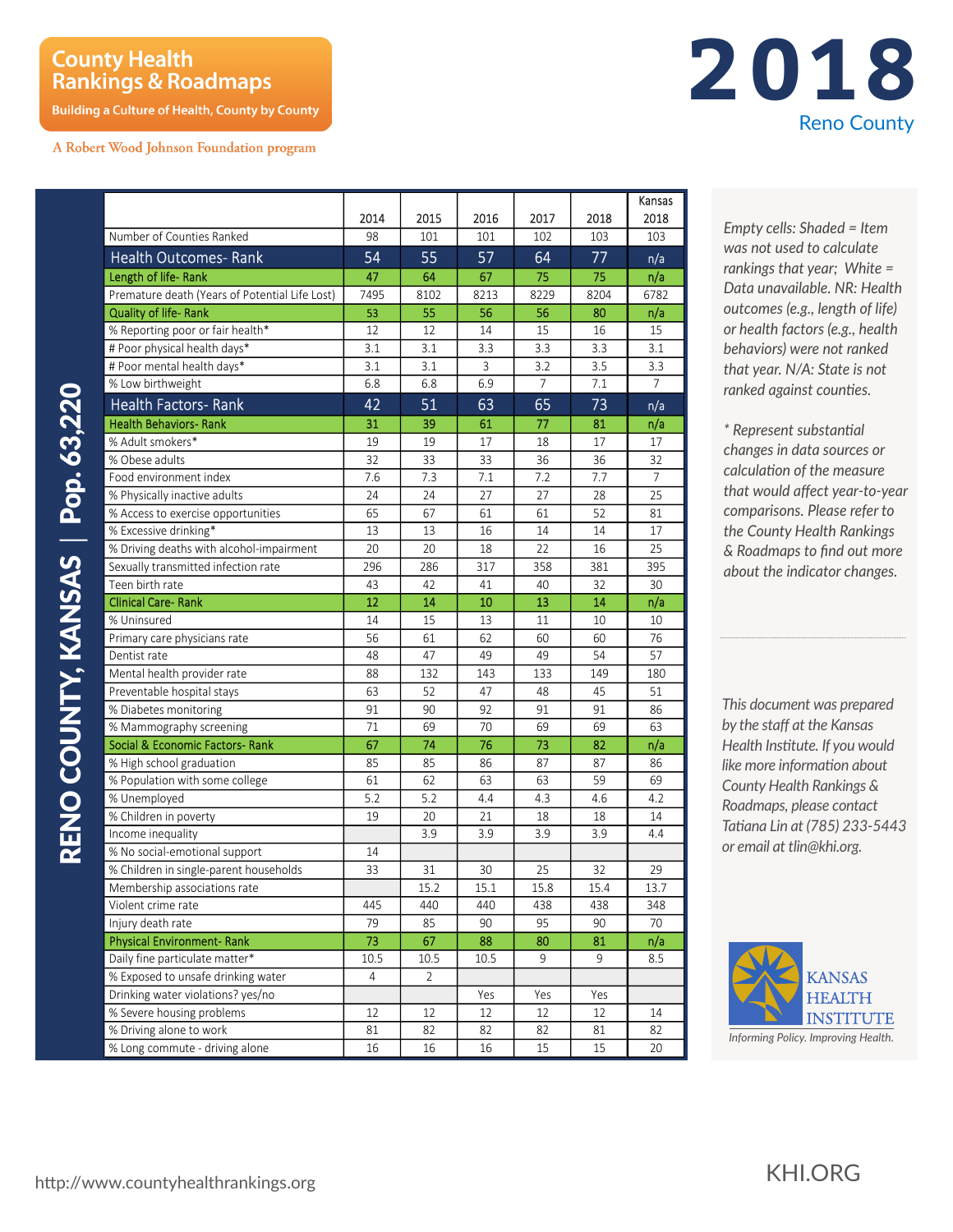County Health Rankings & Roadmaps

Building a Culture of Health, County by County

A Robert Wood Johnson Foundation program

# 2018

## Reno County

**RENO COUNTY, KANSAS | Pop. 63,220**

| | 2014 | 2015 | 2016 | 2017 | 2018 | Kansas 2018 |
|---|---|---|---|---|---|---|
| Number of Counties Ranked | 98 | 101 | 101 | 102 | 103 | 103 |
| **Health Outcomes- Rank** | 54 | 55 | 57 | 64 | 77 | n/a |
| **Length of life- Rank** | 47 | 64 | 67 | 75 | 75 | n/a |
| Premature death (Years of Potential Life Lost) | 7495 | 8102 | 8213 | 8229 | 8204 | 6782 |
| **Quality of life- Rank** | 53 | 55 | 56 | 56 | 80 | n/a |
| % Reporting poor or fair health* | 12 | 12 | 14 | 15 | 16 | 15 |
| # Poor physical health days* | 3.1 | 3.1 | 3.3 | 3.3 | 3.3 | 3.1 |
| # Poor mental health days* | 3.1 | 3.1 | 3 | 3.2 | 3.5 | 3.3 |
| % Low birthweight | 6.8 | 6.8 | 6.9 | 7 | 7.1 | 7 |
| **Health Factors- Rank** | 42 | 51 | 63 | 65 | 73 | n/a |
| **Health Behaviors- Rank** | 31 | 39 | 61 | 77 | 81 | n/a |
| % Adult smokers* | 19 | 19 | 17 | 18 | 17 | 17 |
| % Obese adults | 32 | 33 | 33 | 36 | 36 | 32 |
| Food environment index | 7.6 | 7.3 | 7.1 | 7.2 | 7.7 | 7 |
| % Physically inactive adults | 24 | 24 | 27 | 27 | 28 | 25 |
| % Access to exercise opportunities | 65 | 67 | 61 | 61 | 52 | 81 |
| % Excessive drinking* | 13 | 13 | 16 | 14 | 14 | 17 |
| % Driving deaths with alcohol-impairment | 20 | 20 | 18 | 22 | 16 | 25 |
| Sexually transmitted infection rate | 296 | 286 | 317 | 358 | 381 | 395 |
| Teen birth rate | 43 | 42 | 41 | 40 | 32 | 30 |
| **Clinical Care- Rank** | 12 | 14 | 10 | 13 | 14 | n/a |
| % Uninsured | 14 | 15 | 13 | 11 | 10 | 10 |
| Primary care physicians rate | 56 | 61 | 62 | 60 | 60 | 76 |
| Dentist rate | 48 | 47 | 49 | 49 | 54 | 57 |
| Mental health provider rate | 88 | 132 | 143 | 133 | 149 | 180 |
| Preventable hospital stays | 63 | 52 | 47 | 48 | 45 | 51 |
| % Diabetes monitoring | 91 | 90 | 92 | 91 | 91 | 86 |
| % Mammography screening | 71 | 69 | 70 | 69 | 69 | 63 |
| **Social & Economic Factors- Rank** | 67 | 74 | 76 | 73 | 82 | n/a |
| % High school graduation | 85 | 85 | 86 | 87 | 87 | 86 |
| % Population with some college | 61 | 62 | 63 | 63 | 59 | 69 |
| % Unemployed | 5.2 | 5.2 | 4.4 | 4.3 | 4.6 | 4.2 |
| % Children in poverty | 19 | 20 | 21 | 18 | 18 | 14 |
| Income inequality | | 3.9 | 3.9 | 3.9 | 3.9 | 4.4 |
| % No social-emotional support | 14 | | | | | |
| % Children in single-parent households | 33 | 31 | 30 | 25 | 32 | 29 |
| Membership associations rate | | 15.2 | 15.1 | 15.8 | 15.4 | 13.7 |
| Violent crime rate | 445 | 440 | 440 | 438 | 438 | 348 |
| Injury death rate | 79 | 85 | 90 | 95 | 90 | 70 |
| **Physical Environment- Rank** | 73 | 67 | 88 | 80 | 81 | n/a |
| Daily fine particulate matter* | 10.5 | 10.5 | 10.5 | 9 | 9 | 8.5 |
| % Exposed to unsafe drinking water | 4 | 2 | | | | |
| Drinking water violations? yes/no | | | Yes | Yes | Yes | |
| % Severe housing problems | 12 | 12 | 12 | 12 | 12 | 14 |
| % Driving alone to work | 81 | 82 | 82 | 82 | 81 | 82 |
| % Long commute - driving alone | 16 | 16 | 16 | 15 | 15 | 20 |

*Empty cells: Shaded = Item was not used to calculate rankings that year; White = Data unavailable. NR: Health outcomes (e.g., length of life) or health factors (e.g., health behaviors) were not ranked that year. N/A: State is not ranked against counties.*

*\* Represent substantial changes in data sources or calculation of the measure that would affect year-to-year comparisons. Please refer to the County Health Rankings & Roadmaps to find out more about the indicator changes.*

*This document was prepared by the staff at the Kansas Health Institute. If you would like more information about County Health Rankings & Roadmaps, please contact Tatiana Lin at (785) 233-5443 or email at tlin@khi.org.*

KANSAS HEALTH INSTITUTE

Informing Policy. Improving Health.

http://www.countyhealthrankings.org

KHI.ORG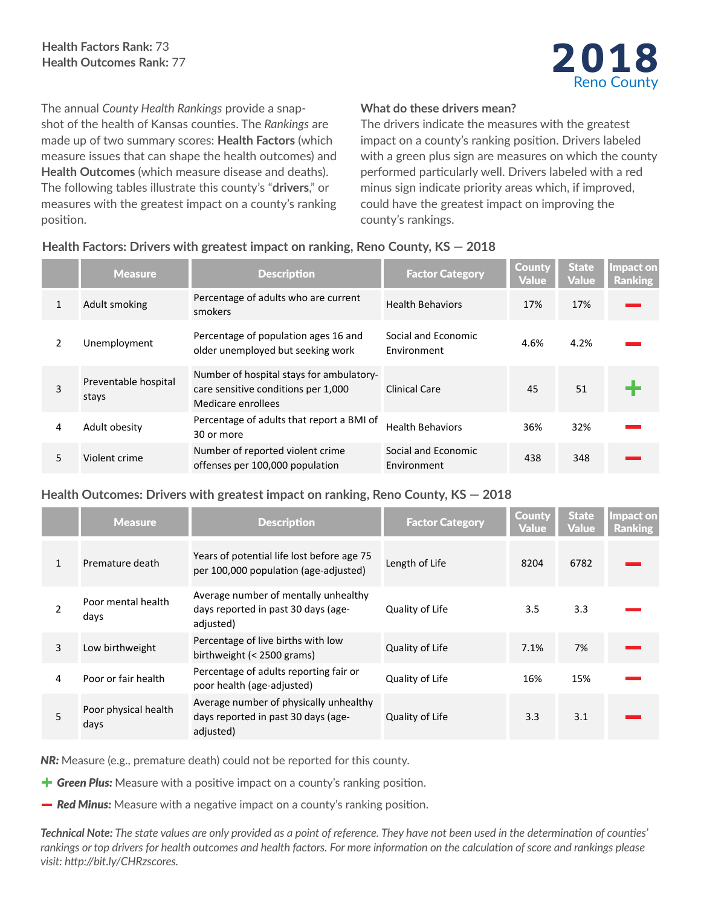**Health Factors Rank:** 73
**Health Outcomes Rank:** 77

# 2018
## Reno County

The annual *County Health Rankings* provide a snapshot of the health of Kansas counties. The *Rankings* are made up of two summary scores: **Health Factors** (which measure issues that can shape the health outcomes) and **Health Outcomes** (which measure disease and deaths). The following tables illustrate this county's "**drivers**," or measures with the greatest impact on a county's ranking position.

**What do these drivers mean?**
The drivers indicate the measures with the greatest impact on a county's ranking position. Drivers labeled with a green plus sign are measures on which the county performed particularly well. Drivers labeled with a red minus sign indicate priority areas which, if improved, could have the greatest impact on improving the county's rankings.

### Health Factors: Drivers with greatest impact on ranking, Reno County, KS — 2018

| | Measure | Description | Factor Category | County Value | State Value | Impact on Ranking |
|---|---|---|---|---|---|---|
| 1 | Adult smoking | Percentage of adults who are current smokers | Health Behaviors | 17% | 17% | − |
| 2 | Unemployment | Percentage of population ages 16 and older unemployed but seeking work | Social and Economic Environment | 4.6% | 4.2% | − |
| 3 | Preventable hospital stays | Number of hospital stays for ambulatory-care sensitive conditions per 1,000 Medicare enrollees | Clinical Care | 45 | 51 | + |
| 4 | Adult obesity | Percentage of adults that report a BMI of 30 or more | Health Behaviors | 36% | 32% | − |
| 5 | Violent crime | Number of reported violent crime offenses per 100,000 population | Social and Economic Environment | 438 | 348 | − |

### Health Outcomes: Drivers with greatest impact on ranking, Reno County, KS — 2018

| | Measure | Description | Factor Category | County Value | State Value | Impact on Ranking |
|---|---|---|---|---|---|---|
| 1 | Premature death | Years of potential life lost before age 75 per 100,000 population (age-adjusted) | Length of Life | 8204 | 6782 | − |
| 2 | Poor mental health days | Average number of mentally unhealthy days reported in past 30 days (age-adjusted) | Quality of Life | 3.5 | 3.3 | − |
| 3 | Low birthweight | Percentage of live births with low birthweight (< 2500 grams) | Quality of Life | 7.1% | 7% | − |
| 4 | Poor or fair health | Percentage of adults reporting fair or poor health (age-adjusted) | Quality of Life | 16% | 15% | − |
| 5 | Poor physical health days | Average number of physically unhealthy days reported in past 30 days (age-adjusted) | Quality of Life | 3.3 | 3.1 | − |

***NR:*** Measure (e.g., premature death) could not be reported for this county.

\+ ***Green Plus:*** Measure with a positive impact on a county's ranking position.

− ***Red Minus:*** Measure with a negative impact on a county's ranking position.

***Technical Note:*** *The state values are only provided as a point of reference. They have not been used in the determination of counties' rankings or top drivers for health outcomes and health factors. For more information on the calculation of score and rankings please visit: http://bit.ly/CHRzscores.*